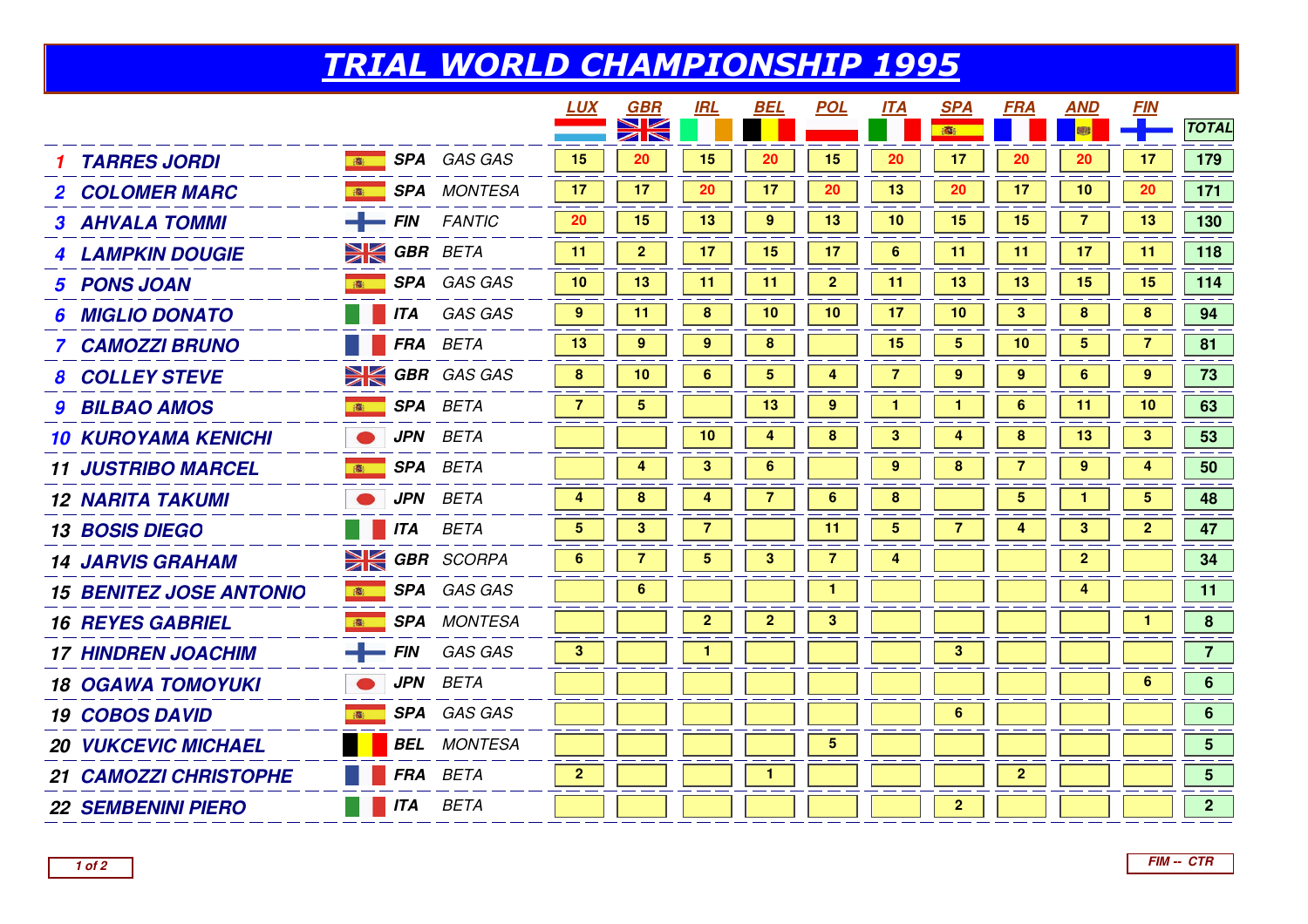# TRIAL WORLD CHAMPIONSHIP 1995

| | Rider | Nat. | Make | LUX | GBR | IRL | BEL | POL | ITA | SPA | FRA | AND | FIN | TOTAL |
|---|---|---|---|---|---|---|---|---|---|---|---|---|---|---|
| 1 | TARRES JORDI | SPA | GAS GAS | 15 | 20 | 15 | 20 | 15 | 20 | 17 | 20 | 20 | 17 | 179 |
| 2 | COLOMER MARC | SPA | MONTESA | 17 | 17 | 20 | 17 | 20 | 13 | 20 | 17 | 10 | 20 | 171 |
| 3 | AHVALA TOMMI | FIN | FANTIC | 20 | 15 | 13 | 9 | 13 | 10 | 15 | 15 | 7 | 13 | 130 |
| 4 | LAMPKIN DOUGIE | GBR | BETA | 11 | 2 | 17 | 15 | 17 | 6 | 11 | 11 | 17 | 11 | 118 |
| 5 | PONS JOAN | SPA | GAS GAS | 10 | 13 | 11 | 11 | 2 | 11 | 13 | 13 | 15 | 15 | 114 |
| 6 | MIGLIO DONATO | ITA | GAS GAS | 9 | 11 | 8 | 10 | 10 | 17 | 10 | 3 | 8 | 8 | 94 |
| 7 | CAMOZZI BRUNO | FRA | BETA | 13 | 9 | 9 | 8 | | 15 | 5 | 10 | 5 | 7 | 81 |
| 8 | COLLEY STEVE | GBR | GAS GAS | 8 | 10 | 6 | 5 | 4 | 7 | 9 | 9 | 6 | 9 | 73 |
| 9 | BILBAO AMOS | SPA | BETA | 7 | 5 | | 13 | 9 | 1 | 1 | 6 | 11 | 10 | 63 |
| 10 | KUROYAMA KENICHI | JPN | BETA | | | 10 | 4 | 8 | 3 | 4 | 8 | 13 | 3 | 53 |
| 11 | JUSTRIBO MARCEL | SPA | BETA | | 4 | 3 | 6 | | 9 | 8 | 7 | 9 | 4 | 50 |
| 12 | NARITA TAKUMI | JPN | BETA | 4 | 8 | 4 | 7 | 6 | 8 | | 5 | 1 | 5 | 48 |
| 13 | BOSIS DIEGO | ITA | BETA | 5 | 3 | 7 | | 11 | 5 | 7 | 4 | 3 | 2 | 47 |
| 14 | JARVIS GRAHAM | GBR | SCORPA | 6 | 7 | 5 | 3 | 7 | 4 | | | 2 | | 34 |
| 15 | BENITEZ JOSE ANTONIO | SPA | GAS GAS | | 6 | | | 1 | | | | 4 | | 11 |
| 16 | REYES GABRIEL | SPA | MONTESA | | | 2 | 2 | 3 | | | | | 1 | 8 |
| 17 | HINDREN JOACHIM | FIN | GAS GAS | 3 | | 1 | | | | 3 | | | | 7 |
| 18 | OGAWA TOMOYUKI | JPN | BETA | | | | | | | | | | 6 | 6 |
| 19 | COBOS DAVID | SPA | GAS GAS | | | | | | | 6 | | | | 6 |
| 20 | VUKCEVIC MICHAEL | BEL | MONTESA | | | | | 5 | | | | | | 5 |
| 21 | CAMOZZI CHRISTOPHE | FRA | BETA | 2 | | | 1 | | | | 2 | | | 5 |
| 22 | SEMBENINI PIERO | ITA | BETA | | | | | | | 2 | | | | 2 |

FIM -- CTR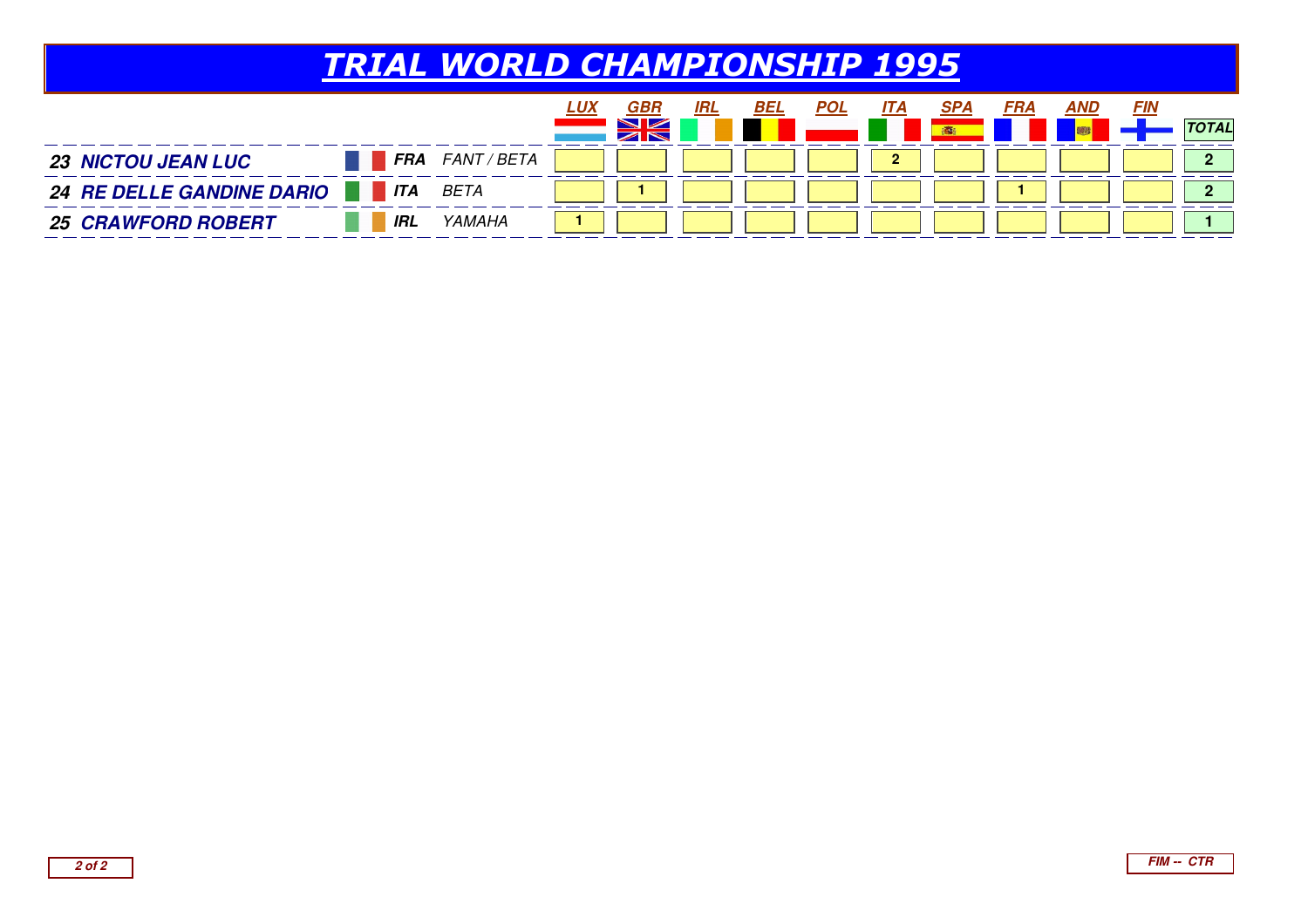# TRIAL WORLD CHAMPIONSHIP 1995

| | | | | LUX | GBR | IRL | BEL | POL | ITA | SPA | FRA | AND | FIN | TOTAL |
|---|---|---|---|---|---|---|---|---|---|---|---|---|---|---|
| 23 | NICTOU JEAN LUC | FRA | FANT / BETA | | | | | | 2 | | | | | 2 |
| 24 | RE DELLE GANDINE DARIO | ITA | BETA | | 1 | | | | | | 1 | | | 2 |
| 25 | CRAWFORD ROBERT | IRL | YAMAHA | 1 | | | | | | | | | | 1 |

FIM -- CTR